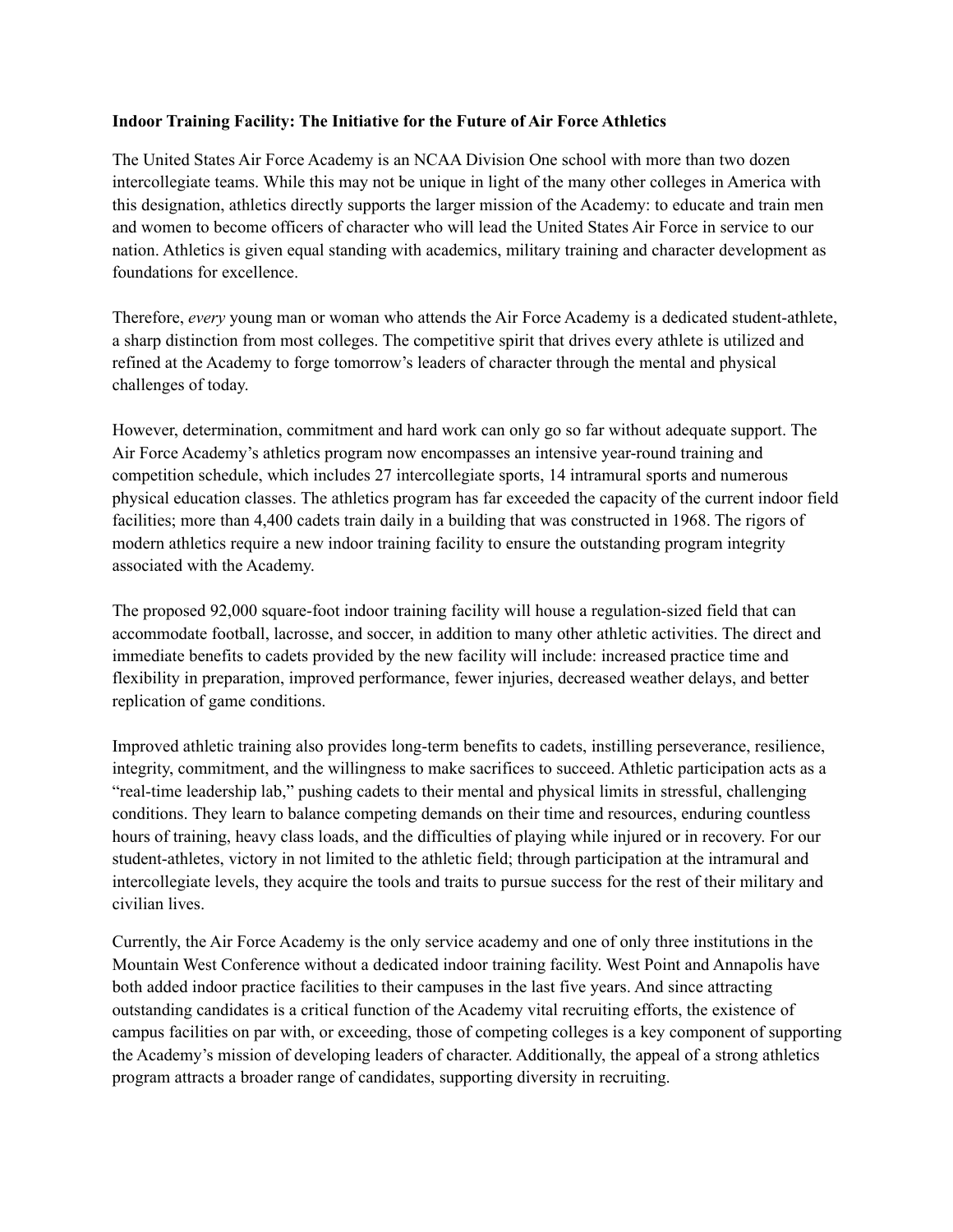**Indoor Training Facility: The Initiative for the Future of Air Force Athletics**

The United States Air Force Academy is an NCAA Division One school with more than two dozen intercollegiate teams. While this may not be unique in light of the many other colleges in America with this designation, athletics directly supports the larger mission of the Academy: to educate and train men and women to become officers of character who will lead the United States Air Force in service to our nation. Athletics is given equal standing with academics, military training and character development as foundations for excellence.

Therefore, *every* young man or woman who attends the Air Force Academy is a dedicated student-athlete, a sharp distinction from most colleges. The competitive spirit that drives every athlete is utilized and refined at the Academy to forge tomorrow's leaders of character through the mental and physical challenges of today.

However, determination, commitment and hard work can only go so far without adequate support. The Air Force Academy's athletics program now encompasses an intensive year-round training and competition schedule, which includes 27 intercollegiate sports, 14 intramural sports and numerous physical education classes. The athletics program has far exceeded the capacity of the current indoor field facilities; more than 4,400 cadets train daily in a building that was constructed in 1968. The rigors of modern athletics require a new indoor training facility to ensure the outstanding program integrity associated with the Academy.

The proposed 92,000 square-foot indoor training facility will house a regulation-sized field that can accommodate football, lacrosse, and soccer, in addition to many other athletic activities. The direct and immediate benefits to cadets provided by the new facility will include: increased practice time and flexibility in preparation, improved performance, fewer injuries, decreased weather delays, and better replication of game conditions.

Improved athletic training also provides long-term benefits to cadets, instilling perseverance, resilience, integrity, commitment, and the willingness to make sacrifices to succeed. Athletic participation acts as a "real-time leadership lab," pushing cadets to their mental and physical limits in stressful, challenging conditions. They learn to balance competing demands on their time and resources, enduring countless hours of training, heavy class loads, and the difficulties of playing while injured or in recovery. For our student-athletes, victory in not limited to the athletic field; through participation at the intramural and intercollegiate levels, they acquire the tools and traits to pursue success for the rest of their military and civilian lives.

Currently, the Air Force Academy is the only service academy and one of only three institutions in the Mountain West Conference without a dedicated indoor training facility. West Point and Annapolis have both added indoor practice facilities to their campuses in the last five years. And since attracting outstanding candidates is a critical function of the Academy vital recruiting efforts, the existence of campus facilities on par with, or exceeding, those of competing colleges is a key component of supporting the Academy's mission of developing leaders of character. Additionally, the appeal of a strong athletics program attracts a broader range of candidates, supporting diversity in recruiting.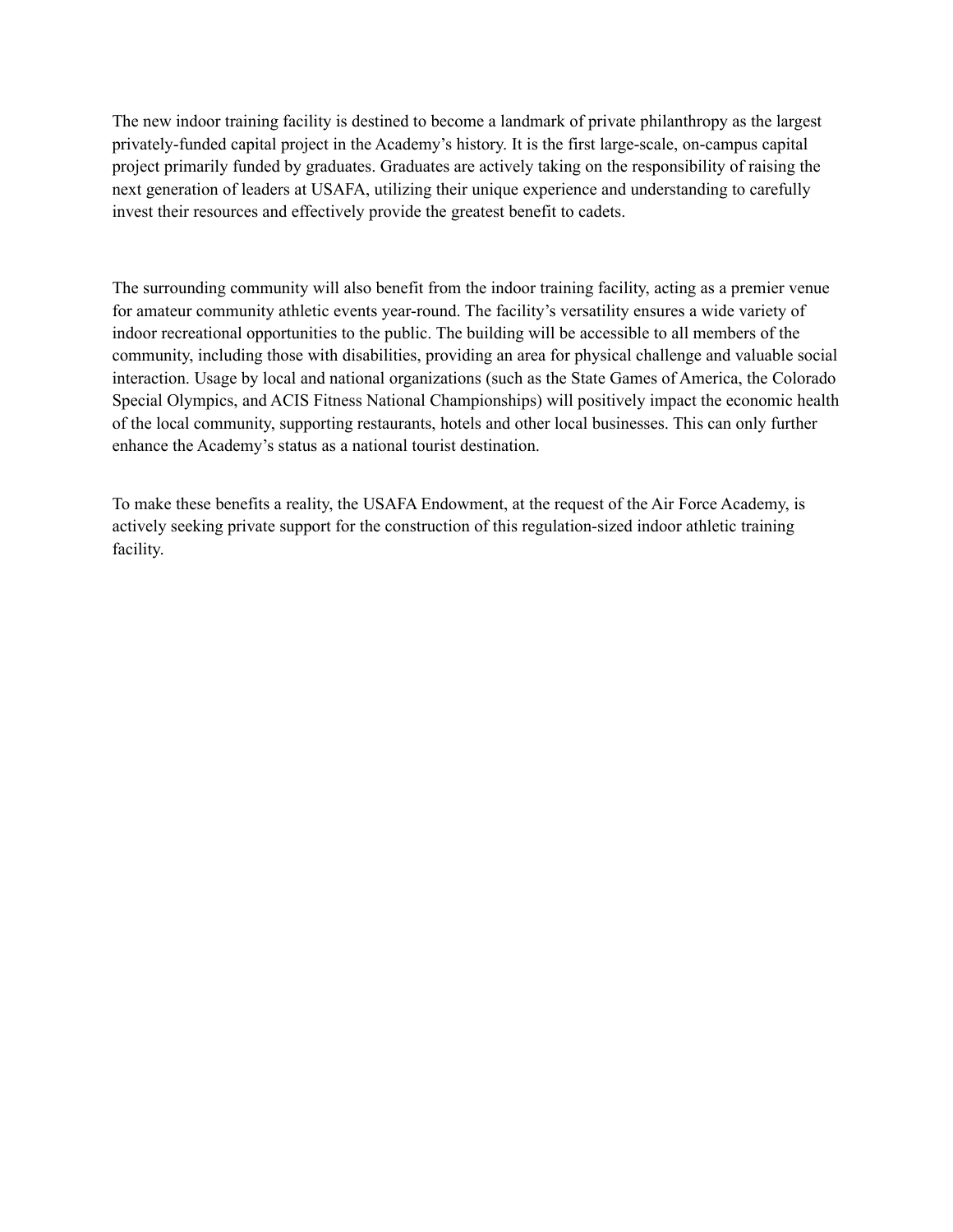The new indoor training facility is destined to become a landmark of private philanthropy as the largest privately-funded capital project in the Academy's history. It is the first large-scale, on-campus capital project primarily funded by graduates. Graduates are actively taking on the responsibility of raising the next generation of leaders at USAFA, utilizing their unique experience and understanding to carefully invest their resources and effectively provide the greatest benefit to cadets.

The surrounding community will also benefit from the indoor training facility, acting as a premier venue for amateur community athletic events year-round. The facility's versatility ensures a wide variety of indoor recreational opportunities to the public. The building will be accessible to all members of the community, including those with disabilities, providing an area for physical challenge and valuable social interaction. Usage by local and national organizations (such as the State Games of America, the Colorado Special Olympics, and ACIS Fitness National Championships) will positively impact the economic health of the local community, supporting restaurants, hotels and other local businesses. This can only further enhance the Academy's status as a national tourist destination.

To make these benefits a reality, the USAFA Endowment, at the request of the Air Force Academy, is actively seeking private support for the construction of this regulation-sized indoor athletic training facility.